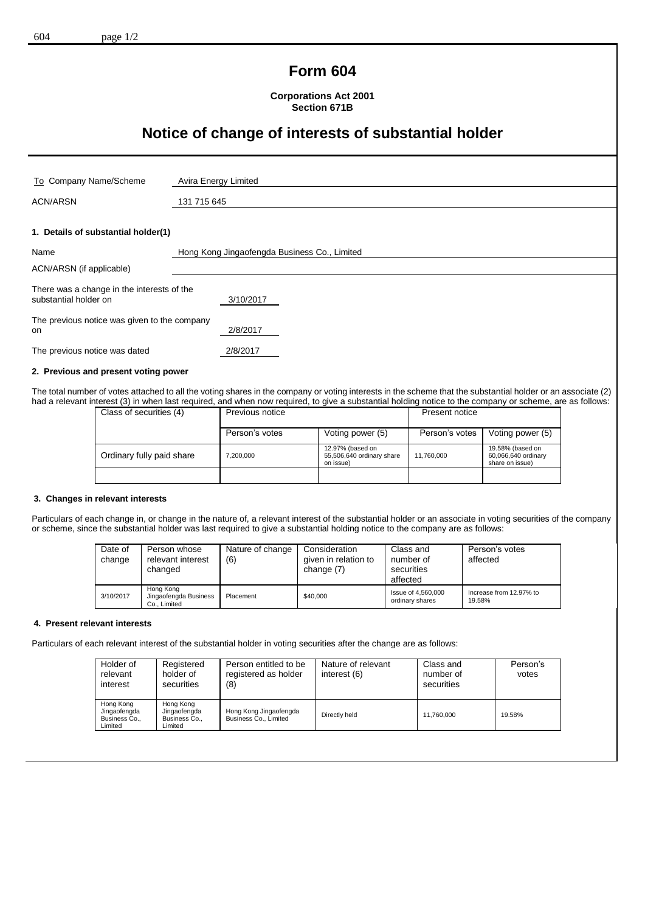# Form 604

**Corporations Act 2001**
**Section 671B**

# Notice of change of interests of substantial holder

| To Company Name/Scheme | Avira Energy Limited |
|---|---|
| ACN/ARSN | 131 715 645 |

## 1. Details of substantial holder(1)

| Name | Hong Kong Jingaofengda Business Co., Limited |
|---|---|
| ACN/ARSN (if applicable) | |

There was a change in the interests of the substantial holder on 3/10/2017

The previous notice was given to the company on 2/8/2017

The previous notice was dated 2/8/2017

## 2. Previous and present voting power

The total number of votes attached to all the voting shares in the company or voting interests in the scheme that the substantial holder or an associate (2) had a relevant interest (3) in when last required, and when now required, to give a substantial holding notice to the company or scheme, are as follows:

| Class of securities (4) | Previous notice | | Present notice | |
|---|---|---|---|---|
| | Person's votes | Voting power (5) | Person's votes | Voting power (5) |
| Ordinary fully paid share | 7,200,000 | 12.97% (based on 55,506,640 ordinary share on issue) | 11,760,000 | 19.58% (based on 60,066,640 ordinary share on issue) |
| | | | | |

## 3. Changes in relevant interests

Particulars of each change in, or change in the nature of, a relevant interest of the substantial holder or an associate in voting securities of the company or scheme, since the substantial holder was last required to give a substantial holding notice to the company are as follows:

| Date of change | Person whose relevant interest changed | Nature of change (6) | Consideration given in relation to change (7) | Class and number of securities affected | Person's votes affected |
|---|---|---|---|---|---|
| 3/10/2017 | Hong Kong Jingaofengda Business Co., Limited | Placement | $40,000 | Issue of 4,560,000 ordinary shares | Increase from 12.97% to 19.58% |

## 4. Present relevant interests

Particulars of each relevant interest of the substantial holder in voting securities after the change are as follows:

| Holder of relevant interest | Registered holder of securities | Person entitled to be registered as holder (8) | Nature of relevant interest (6) | Class and number of securities | Person's votes |
|---|---|---|---|---|---|
| Hong Kong Jingaofengda Business Co., Limited | Hong Kong Jingaofengda Business Co., Limited | Hong Kong Jingaofengda Business Co., Limited | Directly held | 11,760,000 | 19.58% |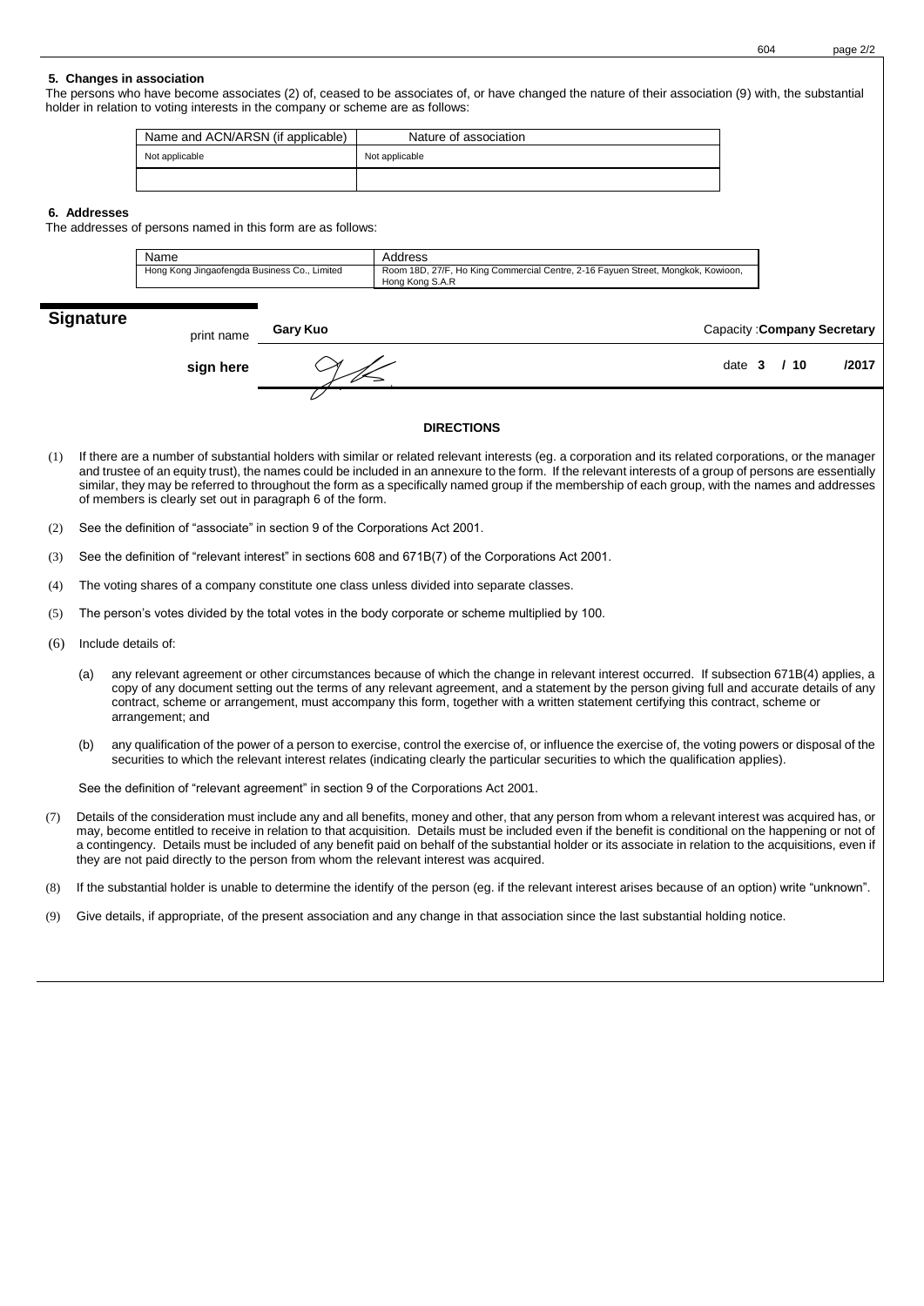## 5. Changes in association

The persons who have become associates (2) of, ceased to be associates of, or have changed the nature of their association (9) with, the substantial holder in relation to voting interests in the company or scheme are as follows:

| Name and ACN/ARSN (if applicable) | Nature of association |
|---|---|
| Not applicable | Not applicable |
| | |

## 6. Addresses

The addresses of persons named in this form are as follows:

| Name | Address |
|---|---|
| Hong Kong Jingaofengda Business Co., Limited | Room 18D, 27/F, Ho King Commercial Centre, 2-16 Fayuen Street, Mongkok, Kowioon, Hong Kong S.A.R |

## Signature

print name **Gary Kuo** Capacity :**Company Secretary**

**sign here** date **3 / 10 /2017**

### DIRECTIONS

(1) If there are a number of substantial holders with similar or related relevant interests (eg. a corporation and its related corporations, or the manager and trustee of an equity trust), the names could be included in an annexure to the form. If the relevant interests of a group of persons are essentially similar, they may be referred to throughout the form as a specifically named group if the membership of each group, with the names and addresses of members is clearly set out in paragraph 6 of the form.

(2) See the definition of "associate" in section 9 of the Corporations Act 2001.

(3) See the definition of "relevant interest" in sections 608 and 671B(7) of the Corporations Act 2001.

(4) The voting shares of a company constitute one class unless divided into separate classes.

(5) The person's votes divided by the total votes in the body corporate or scheme multiplied by 100.

(6) Include details of:

(a) any relevant agreement or other circumstances because of which the change in relevant interest occurred. If subsection 671B(4) applies, a copy of any document setting out the terms of any relevant agreement, and a statement by the person giving full and accurate details of any contract, scheme or arrangement, must accompany this form, together with a written statement certifying this contract, scheme or arrangement; and

(b) any qualification of the power of a person to exercise, control the exercise of, or influence the exercise of, the voting powers or disposal of the securities to which the relevant interest relates (indicating clearly the particular securities to which the qualification applies).

See the definition of "relevant agreement" in section 9 of the Corporations Act 2001.

(7) Details of the consideration must include any and all benefits, money and other, that any person from whom a relevant interest was acquired has, or may, become entitled to receive in relation to that acquisition. Details must be included even if the benefit is conditional on the happening or not of a contingency. Details must be included of any benefit paid on behalf of the substantial holder or its associate in relation to the acquisitions, even if they are not paid directly to the person from whom the relevant interest was acquired.

(8) If the substantial holder is unable to determine the identify of the person (eg. if the relevant interest arises because of an option) write "unknown".

(9) Give details, if appropriate, of the present association and any change in that association since the last substantial holding notice.